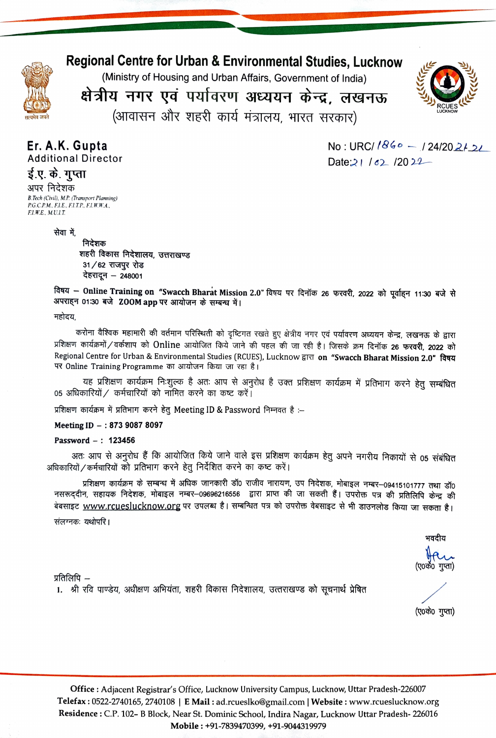# Regional Centre for Urban & Environmental Studies, Lucknow

(Ministry of Housing and Urban Affairs, Government of India)

# क्षेत्रीय नगर एवं पर्यावरण अध्ययन केन्द्र, लखनऊ

(आवासन और शहरी कार्य मंत्रालय, भारत सरकार)

सत्यमेव जयते

RCUES LUCKNOW

**Er. A.K. Gupta**
Additional Director

**ई.ए. के. गुप्ता**
अपर निदेशक

*B.Tech (Civil), M.P. (Transport Planning)*
*P.G.C.P.M., F.I.E., F.I.T.P., F.I.W.W.A., F.I.W.E., M.U.I.T.*

No : URC/ 1860 – / 24/2021-22
Date: 21 / 02 /2022

सेवा में,

**निदेशक**
**शहरी विकास निदेशालय, उत्तराखण्ड**
**31/62 राजपुर रोड**
**देहरादून – 248001**

**विषय – Online Training on "Swacch Bharat Mission 2.0" विषय पर दिनॉक 26 फरवरी, 2022 को पूर्वाह्न 11:30 बजे से अपराह्न 01:30 बजे ZOOM app पर आयोजन के सम्बन्ध में।**

महोदय,

करोना वैश्विक महामारी की वर्तमान परिस्थिती को दृष्टिगत रखते हुए क्षेत्रीय नगर एवं पर्यावरण अध्ययन केन्द्र, लखनऊ के द्वारा प्रशिक्षण कार्यक्रमों/वर्कशाप को Online आयोजित किये जाने की पहल की जा रही है। जिसके क्रम दिनॉक **26 फरवरी, 2022** को Regional Centre for Urban & Environmental Studies (RCUES), Lucknow द्वारा **on "Swacch Bharat Mission 2.0" विषय** पर Online Training Programme का आयोजन किया जा रहा है।

यह प्रशिक्षण कार्यक्रम निःशुल्क है अतः आप से अनुरोध है उक्त प्रशिक्षण कार्यक्रम में प्रतिभाग करने हेतु सम्बंधित 05 अधिकारियों/ कर्मचारियों को नामित करने का कष्ट करें।

प्रशिक्षण कार्यक्रम में प्रतिभाग करने हेतु Meeting ID & Password निम्नवत है :–

**Meeting ID – : 873 9087 8097**

**Password – : 123456**

अतः आप से अनुरोध हैं कि आयोजित किये जाने वाले इस प्रशिक्षण कार्यक्रम हेतु अपने नगरीय निकायों से 05 संबंधित अधिकारियों/कर्मचारियों को प्रतिभाग करने हेतु निर्देशित करने का कष्ट करें।

प्रशिक्षण कार्यक्रम के सम्बन्ध में अधिक जानकारी डॉ0 राजीव नारायण, उप निदेशक, मोबाइल नम्बर–09415101777 तथा डॉ0 नसरूद्दीन, सहायक निदेशक, मोबाइल नम्बर–09696216556 द्वारा प्राप्त की जा सकती हैं। उपरोक्त पत्र की प्रतिलिपि केन्द्र की बेबसाइट www.rcueslucknow.org पर उपलब्ध है। सम्बन्धित पत्र को उपरोक्त वेबसाइट से भी डाउनलोड किया जा सकता है।

संलग्नकः यथोपरि।

भवदीय

(ए0के0 गुप्ता)

प्रतिलिपि –

1. श्री रवि पाण्डेय, अधीक्षण अभियंता, शहरी विकास निदेशालय, उत्तराखण्ड को सूचनार्थ प्रेषित

(ए0के0 गुप्ता)

**Office :** Adjacent Registrar's Office, Lucknow University Campus, Lucknow, Uttar Pradesh-226007
**Telefax :** 0522-2740165, 2740108 | **E Mail :** ad.rcueslko@gmail.com | **Website :** www.rcueslucknow.org
**Residence :** C.P. 102- B Block, Near St. Dominic School, Indira Nagar, Lucknow Uttar Pradesh- 226016
**Mobile :** +91-7839470399, +91-9044319979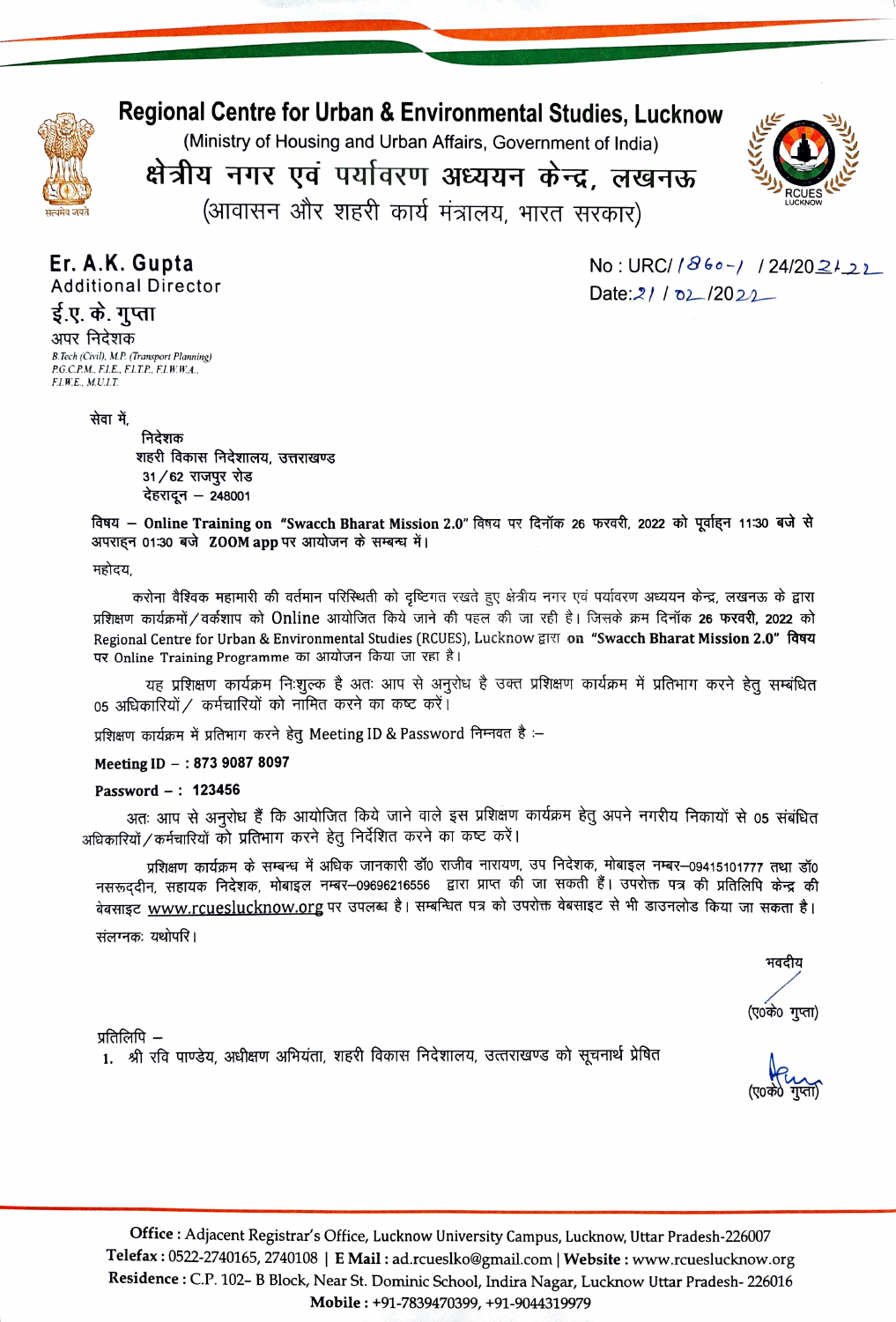# Regional Centre for Urban & Environmental Studies, Lucknow

(Ministry of Housing and Urban Affairs, Government of India)

# क्षेत्रीय नगर एवं पर्यावरण अध्ययन केन्द्र, लखनऊ

(आवासन और शहरी कार्य मंत्रालय, भारत सरकार)

**Er. A.K. Gupta**
Additional Director
**ई.ए. के. गुप्ता**
अपर निदेशक
*B.Tech (Civil), M.P. (Transport Planning)*
*P.G.C.P.M., F.I.E., F.I.T.P., F.I.W.W.A.,*
*F.I.W.E., M.U.I.T.*

No : URC/ 1860-1 / 24/2021-22
Date: 21 / 02 /2022

सेवा में,

निदेशक
शहरी विकास निदेशालय, उत्तराखण्ड
31/62 राजपुर रोड
देहरादून – 248001

**विषय – Online Training on "Swacch Bharat Mission 2.0" विषय पर दिनॉक 26 फरवरी, 2022 को पूर्वाहन 11:30 बजे से अपराहन 01:30 बजे ZOOM app पर आयोजन के सम्बन्ध में।**

महोदय,

करोना वैश्विक महामारी की वर्तमान परिस्थिती को दृष्टिगत रखते हुए क्षेत्रीय नगर एवं पर्यावरण अध्ययन केन्द्र, लखनऊ के द्वारा प्रशिक्षण कार्यक्रमों/वर्कशाप को Online आयोजित किये जाने की पहल की जा रही है। जिसके क्रम दिनॉक **26 फरवरी, 2022** को Regional Centre for Urban & Environmental Studies (RCUES), Lucknow द्वारा **on "Swacch Bharat Mission 2.0" विषय** पर Online Training Programme का आयोजन किया जा रहा है।

यह प्रशिक्षण कार्यक्रम निःशुल्क है अतः आप से अनुरोध है उक्त प्रशिक्षण कार्यक्रम में प्रतिभाग करने हेतु सम्बंधित 05 अधिकारियों/ कर्मचारियों को नामित करने का कष्ट करें।

प्रशिक्षण कार्यक्रम में प्रतिभाग करने हेतु Meeting ID & Password निम्नवत है :–

**Meeting ID – : 873 9087 8097**

**Password – : 123456**

अतः आप से अनुरोध हैं कि आयोजित किये जाने वाले इस प्रशिक्षण कार्यक्रम हेतु अपने नगरीय निकायों से 05 संबंधित अधिकारियों/कर्मचारियों को प्रतिभाग करने हेतु निर्देशित करने का कष्ट करें।

प्रशिक्षण कार्यक्रम के सम्बन्ध में अधिक जानकारी डॉ० राजीव नारायण, उप निदेशक, मोबाइल नम्बर–09415101777 तथा डॉ० नसरूद्दीन, सहायक निदेशक, मोबाइल नम्बर–09696216556 द्वारा प्राप्त की जा सकती हैं। उपरोक्त पत्र की प्रतिलिपि केन्द्र की बेबसाइट www.rcueslucknow.org पर उपलब्ध है। सम्बन्धित पत्र को उपरोक्त वेबसाइट से भी डाउनलोड किया जा सकता है।

संलग्नकः यथोपरि।

भवदीय

(ए०के० गुप्ता)

प्रतिलिपि –

1. श्री रवि पाण्डेय, अधीक्षण अभियंता, शहरी विकास निदेशालय, उत्तराखण्ड को सूचनार्थ प्रेषित

(ए०के० गुप्ता)

**Office :** Adjacent Registrar's Office, Lucknow University Campus, Lucknow, Uttar Pradesh-226007
**Telefax :** 0522-2740165, 2740108 | **E Mail :** ad.rcueslko@gmail.com | **Website :** www.rcueslucknow.org
**Residence :** C.P. 102- B Block, Near St. Dominic School, Indira Nagar, Lucknow Uttar Pradesh- 226016
**Mobile :** +91-7839470399, +91-9044319979